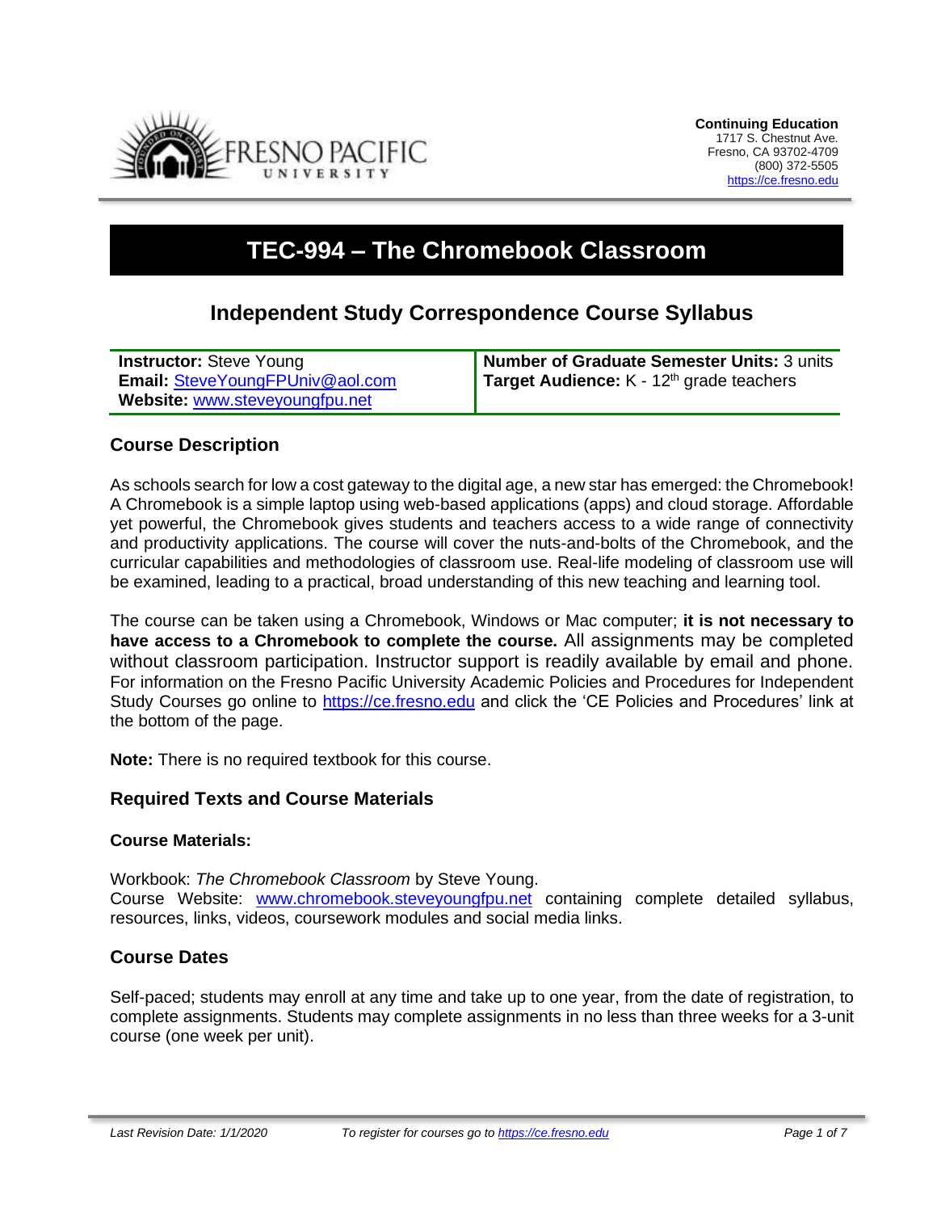Continuing Education
1717 S. Chestnut Ave.
Fresno, CA 93702-4709
(800) 372-5505
https://ce.fresno.edu

# TEC-994 – The Chromebook Classroom

## Independent Study Correspondence Course Syllabus

| **Instructor:** Steve Young<br>**Email:** SteveYoungFPUniv@aol.com<br>**Website:** www.steveyoungfpu.net | **Number of Graduate Semester Units:** 3 units<br>**Target Audience:** K - 12th grade teachers |
|---|---|

### Course Description

As schools search for low a cost gateway to the digital age, a new star has emerged: the Chromebook! A Chromebook is a simple laptop using web-based applications (apps) and cloud storage. Affordable yet powerful, the Chromebook gives students and teachers access to a wide range of connectivity and productivity applications. The course will cover the nuts-and-bolts of the Chromebook, and the curricular capabilities and methodologies of classroom use. Real-life modeling of classroom use will be examined, leading to a practical, broad understanding of this new teaching and learning tool.

The course can be taken using a Chromebook, Windows or Mac computer; **it is not necessary to have access to a Chromebook to complete the course.** All assignments may be completed without classroom participation. Instructor support is readily available by email and phone. For information on the Fresno Pacific University Academic Policies and Procedures for Independent Study Courses go online to https://ce.fresno.edu and click the 'CE Policies and Procedures' link at the bottom of the page.

**Note:** There is no required textbook for this course.

### Required Texts and Course Materials

#### Course Materials:

Workbook: *The Chromebook Classroom* by Steve Young.
Course Website: www.chromebook.steveyoungfpu.net containing complete detailed syllabus, resources, links, videos, coursework modules and social media links.

### Course Dates

Self-paced; students may enroll at any time and take up to one year, from the date of registration, to complete assignments. Students may complete assignments in no less than three weeks for a 3-unit course (one week per unit).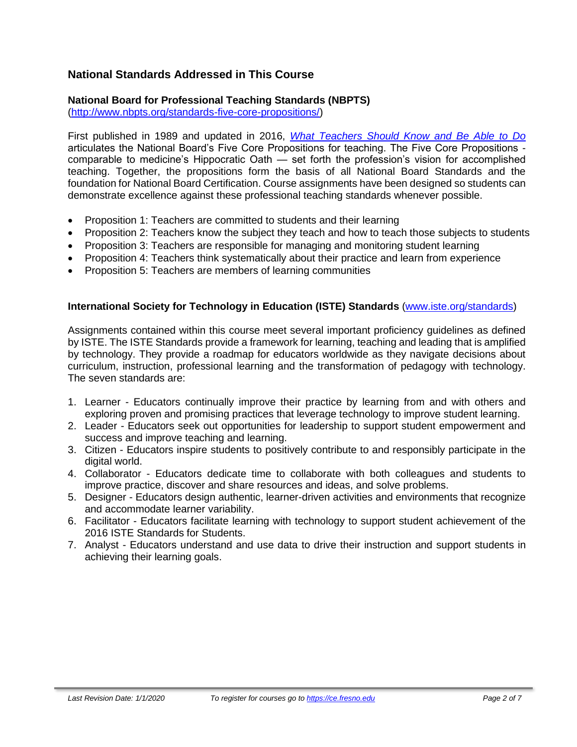## National Standards Addressed in This Course

### National Board for Professional Teaching Standards (NBPTS)

(http://www.nbpts.org/standards-five-core-propositions/)

First published in 1989 and updated in 2016, *What Teachers Should Know and Be Able to Do* articulates the National Board's Five Core Propositions for teaching. The Five Core Propositions - comparable to medicine's Hippocratic Oath — set forth the profession's vision for accomplished teaching. Together, the propositions form the basis of all National Board Standards and the foundation for National Board Certification. Course assignments have been designed so students can demonstrate excellence against these professional teaching standards whenever possible.

- Proposition 1: Teachers are committed to students and their learning
- Proposition 2: Teachers know the subject they teach and how to teach those subjects to students
- Proposition 3: Teachers are responsible for managing and monitoring student learning
- Proposition 4: Teachers think systematically about their practice and learn from experience
- Proposition 5: Teachers are members of learning communities

### International Society for Technology in Education (ISTE) Standards (www.iste.org/standards)

Assignments contained within this course meet several important proficiency guidelines as defined by ISTE. The ISTE Standards provide a framework for learning, teaching and leading that is amplified by technology. They provide a roadmap for educators worldwide as they navigate decisions about curriculum, instruction, professional learning and the transformation of pedagogy with technology. The seven standards are:

1. Learner - Educators continually improve their practice by learning from and with others and exploring proven and promising practices that leverage technology to improve student learning.
2. Leader - Educators seek out opportunities for leadership to support student empowerment and success and improve teaching and learning.
3. Citizen - Educators inspire students to positively contribute to and responsibly participate in the digital world.
4. Collaborator - Educators dedicate time to collaborate with both colleagues and students to improve practice, discover and share resources and ideas, and solve problems.
5. Designer - Educators design authentic, learner-driven activities and environments that recognize and accommodate learner variability.
6. Facilitator - Educators facilitate learning with technology to support student achievement of the 2016 ISTE Standards for Students.
7. Analyst - Educators understand and use data to drive their instruction and support students in achieving their learning goals.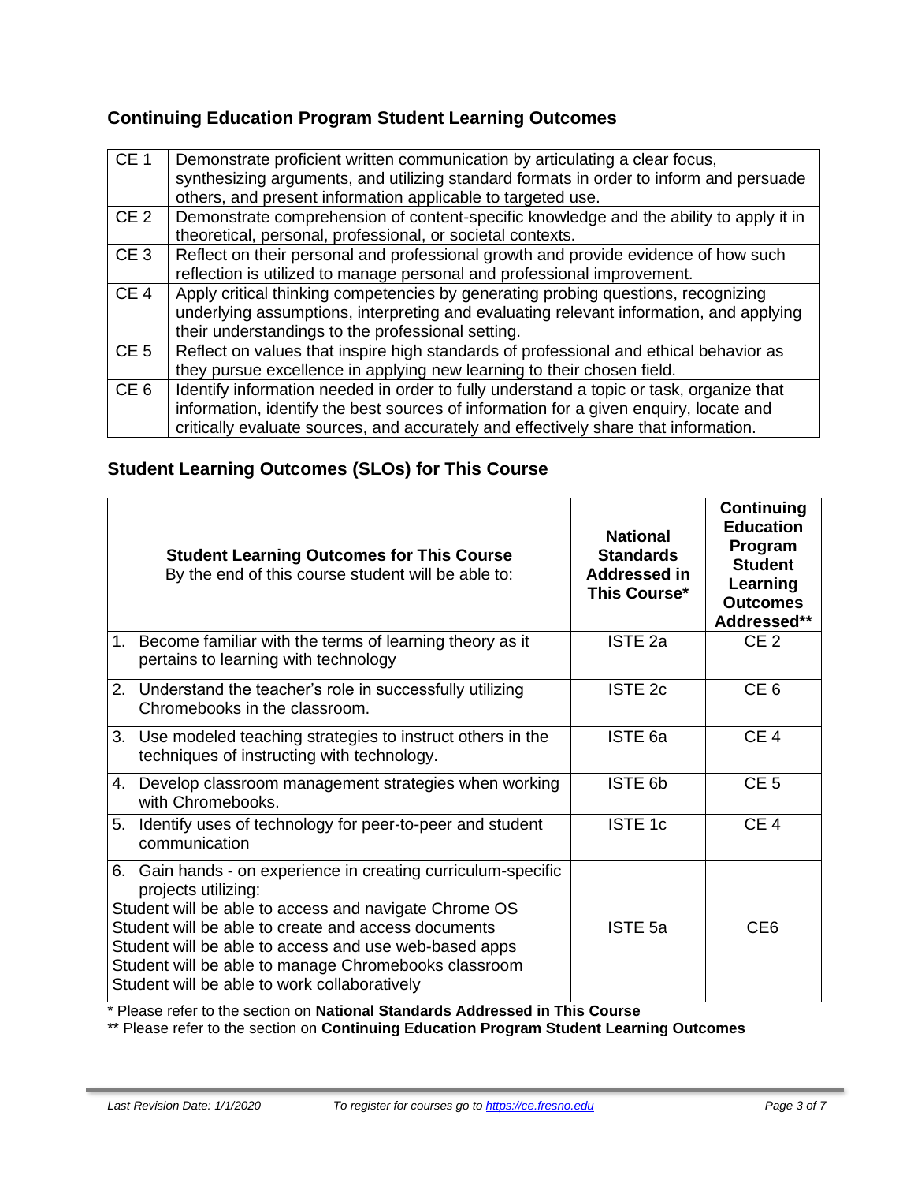## Continuing Education Program Student Learning Outcomes

| | |
|---|---|
| CE 1 | Demonstrate proficient written communication by articulating a clear focus, synthesizing arguments, and utilizing standard formats in order to inform and persuade others, and present information applicable to targeted use. |
| CE 2 | Demonstrate comprehension of content-specific knowledge and the ability to apply it in theoretical, personal, professional, or societal contexts. |
| CE 3 | Reflect on their personal and professional growth and provide evidence of how such reflection is utilized to manage personal and professional improvement. |
| CE 4 | Apply critical thinking competencies by generating probing questions, recognizing underlying assumptions, interpreting and evaluating relevant information, and applying their understandings to the professional setting. |
| CE 5 | Reflect on values that inspire high standards of professional and ethical behavior as they pursue excellence in applying new learning to their chosen field. |
| CE 6 | Identify information needed in order to fully understand a topic or task, organize that information, identify the best sources of information for a given enquiry, locate and critically evaluate sources, and accurately and effectively share that information. |

## Student Learning Outcomes (SLOs) for This Course

| **Student Learning Outcomes for This Course** By the end of this course student will be able to: | **National Standards Addressed in This Course*** | **Continuing Education Program Student Learning Outcomes Addressed**** |
|---|---|---|
| 1. Become familiar with the terms of learning theory as it pertains to learning with technology | ISTE 2a | CE 2 |
| 2. Understand the teacher's role in successfully utilizing Chromebooks in the classroom. | ISTE 2c | CE 6 |
| 3. Use modeled teaching strategies to instruct others in the techniques of instructing with technology. | ISTE 6a | CE 4 |
| 4. Develop classroom management strategies when working with Chromebooks. | ISTE 6b | CE 5 |
| 5. Identify uses of technology for peer-to-peer and student communication | ISTE 1c | CE 4 |
| 6. Gain hands - on experience in creating curriculum-specific projects utilizing:<br>Student will be able to access and navigate Chrome OS<br>Student will be able to create and access documents<br>Student will be able to access and use web-based apps<br>Student will be able to manage Chromebooks classroom<br>Student will be able to work collaboratively | ISTE 5a | CE6 |

* Please refer to the section on **National Standards Addressed in This Course**

** Please refer to the section on **Continuing Education Program Student Learning Outcomes**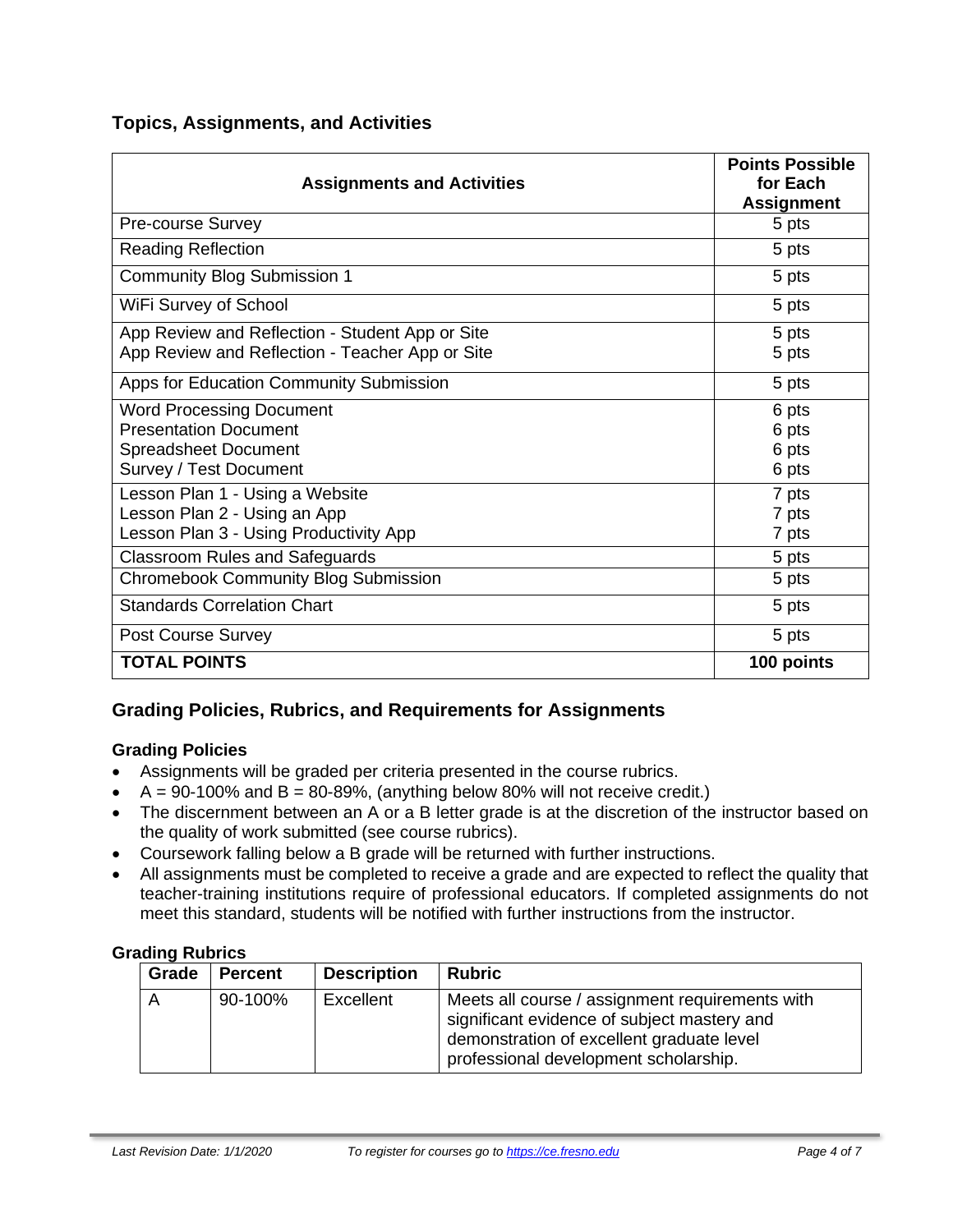## Topics, Assignments, and Activities

| Assignments and Activities | Points Possible for Each Assignment |
|---|---|
| Pre-course Survey | 5 pts |
| Reading Reflection | 5 pts |
| Community Blog Submission 1 | 5 pts |
| WiFi Survey of School | 5 pts |
| App Review and Reflection - Student App or Site<br>App Review and Reflection - Teacher App or Site | 5 pts<br>5 pts |
| Apps for Education Community Submission | 5 pts |
| Word Processing Document<br>Presentation Document<br>Spreadsheet Document<br>Survey / Test Document | 6 pts<br>6 pts<br>6 pts<br>6 pts |
| Lesson Plan 1 - Using a Website<br>Lesson Plan 2 - Using an App<br>Lesson Plan 3 - Using Productivity App | 7 pts<br>7 pts<br>7 pts |
| Classroom Rules and Safeguards | 5 pts |
| Chromebook Community Blog Submission | 5 pts |
| Standards Correlation Chart | 5 pts |
| Post Course Survey | 5 pts |
| **TOTAL POINTS** | **100 points** |

## Grading Policies, Rubrics, and Requirements for Assignments

### Grading Policies

- Assignments will be graded per criteria presented in the course rubrics.
- A = 90-100% and B = 80-89%, (anything below 80% will not receive credit.)
- The discernment between an A or a B letter grade is at the discretion of the instructor based on the quality of work submitted (see course rubrics).
- Coursework falling below a B grade will be returned with further instructions.
- All assignments must be completed to receive a grade and are expected to reflect the quality that teacher-training institutions require of professional educators. If completed assignments do not meet this standard, students will be notified with further instructions from the instructor.

### Grading Rubrics

| Grade | Percent | Description | Rubric |
|---|---|---|---|
| A | 90-100% | Excellent | Meets all course / assignment requirements with significant evidence of subject mastery and demonstration of excellent graduate level professional development scholarship. |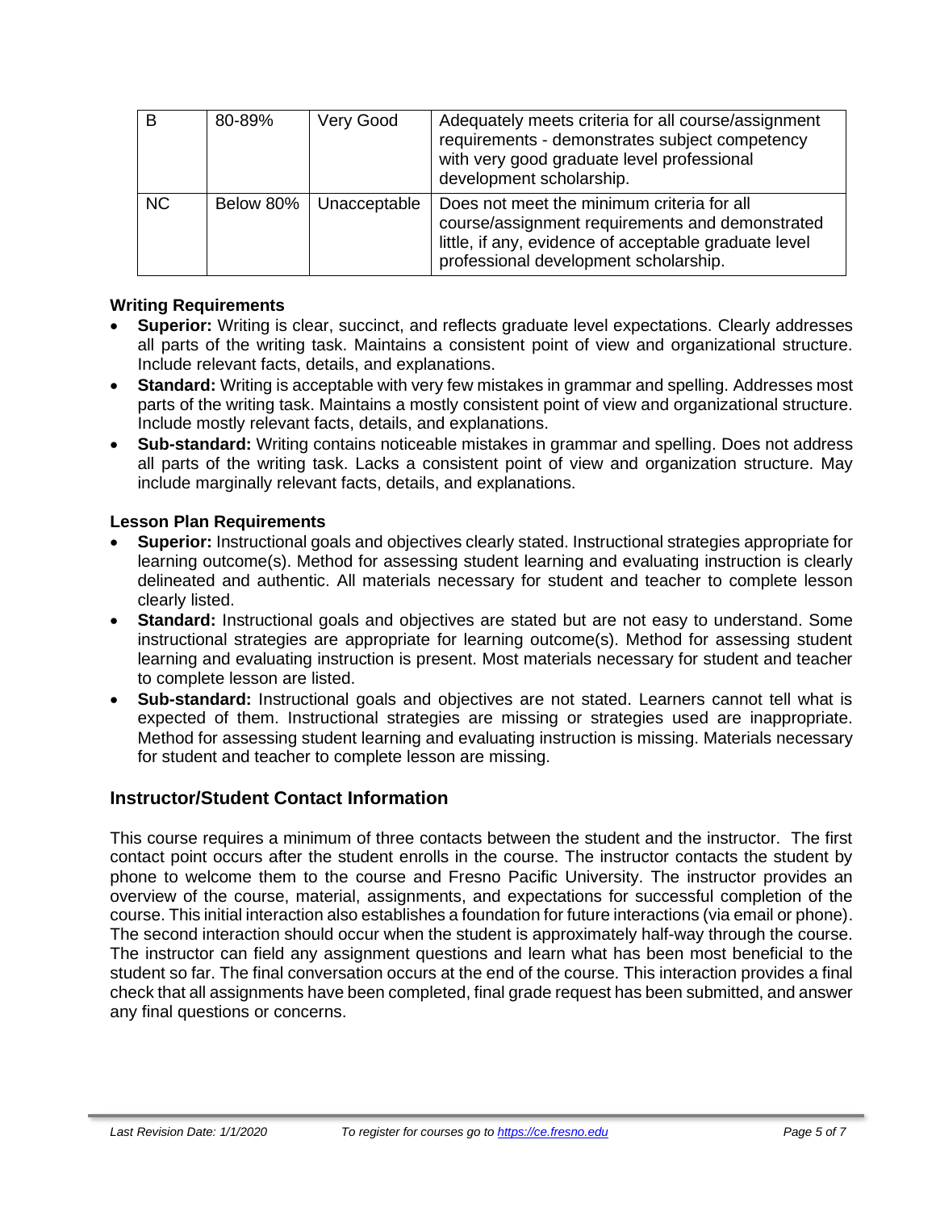| B | 80-89% | Very Good | Adequately meets criteria for all course/assignment requirements - demonstrates subject competency with very good graduate level professional development scholarship. |
|---|---|---|---|
| NC | Below 80% | Unacceptable | Does not meet the minimum criteria for all course/assignment requirements and demonstrated little, if any, evidence of acceptable graduate level professional development scholarship. |

### Writing Requirements

- **Superior:** Writing is clear, succinct, and reflects graduate level expectations. Clearly addresses all parts of the writing task. Maintains a consistent point of view and organizational structure. Include relevant facts, details, and explanations.
- **Standard:** Writing is acceptable with very few mistakes in grammar and spelling. Addresses most parts of the writing task. Maintains a mostly consistent point of view and organizational structure. Include mostly relevant facts, details, and explanations.
- **Sub-standard:** Writing contains noticeable mistakes in grammar and spelling. Does not address all parts of the writing task. Lacks a consistent point of view and organization structure. May include marginally relevant facts, details, and explanations.

### Lesson Plan Requirements

- **Superior:** Instructional goals and objectives clearly stated. Instructional strategies appropriate for learning outcome(s). Method for assessing student learning and evaluating instruction is clearly delineated and authentic. All materials necessary for student and teacher to complete lesson clearly listed.
- **Standard:** Instructional goals and objectives are stated but are not easy to understand. Some instructional strategies are appropriate for learning outcome(s). Method for assessing student learning and evaluating instruction is present. Most materials necessary for student and teacher to complete lesson are listed.
- **Sub-standard:** Instructional goals and objectives are not stated. Learners cannot tell what is expected of them. Instructional strategies are missing or strategies used are inappropriate. Method for assessing student learning and evaluating instruction is missing. Materials necessary for student and teacher to complete lesson are missing.

## Instructor/Student Contact Information

This course requires a minimum of three contacts between the student and the instructor. The first contact point occurs after the student enrolls in the course. The instructor contacts the student by phone to welcome them to the course and Fresno Pacific University. The instructor provides an overview of the course, material, assignments, and expectations for successful completion of the course. This initial interaction also establishes a foundation for future interactions (via email or phone). The second interaction should occur when the student is approximately half-way through the course. The instructor can field any assignment questions and learn what has been most beneficial to the student so far. The final conversation occurs at the end of the course. This interaction provides a final check that all assignments have been completed, final grade request has been submitted, and answer any final questions or concerns.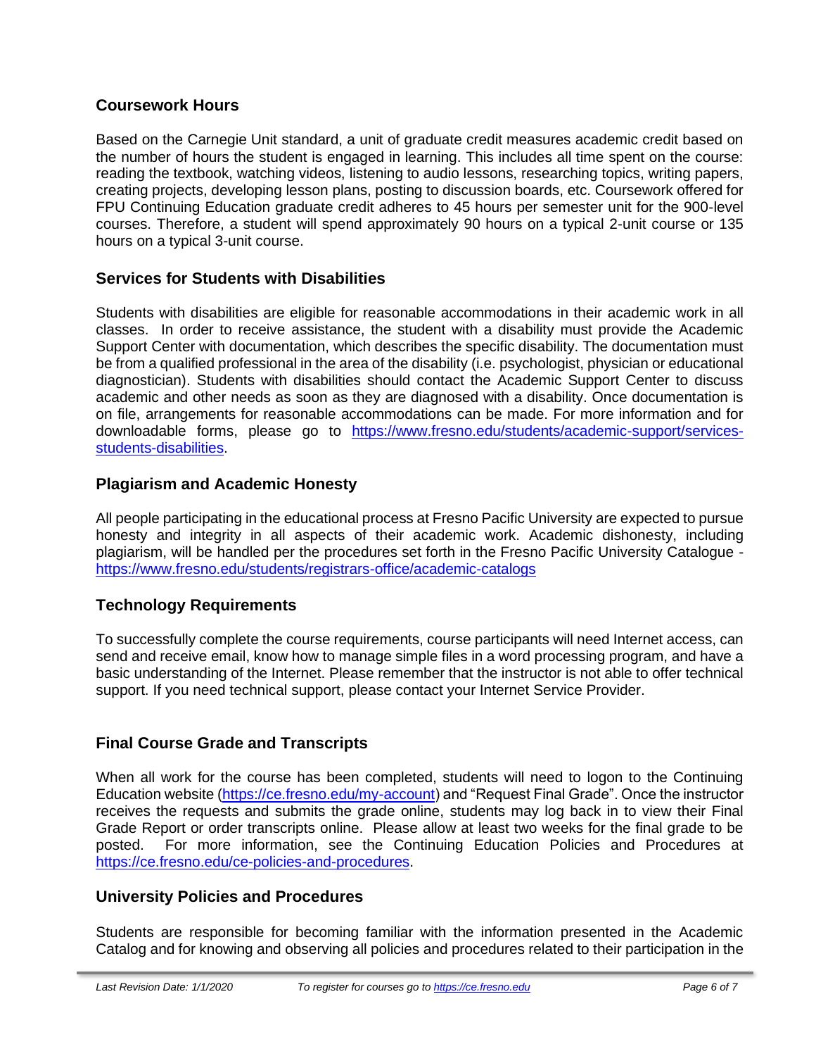## Coursework Hours

Based on the Carnegie Unit standard, a unit of graduate credit measures academic credit based on the number of hours the student is engaged in learning. This includes all time spent on the course: reading the textbook, watching videos, listening to audio lessons, researching topics, writing papers, creating projects, developing lesson plans, posting to discussion boards, etc. Coursework offered for FPU Continuing Education graduate credit adheres to 45 hours per semester unit for the 900-level courses. Therefore, a student will spend approximately 90 hours on a typical 2-unit course or 135 hours on a typical 3-unit course.

## Services for Students with Disabilities

Students with disabilities are eligible for reasonable accommodations in their academic work in all classes. In order to receive assistance, the student with a disability must provide the Academic Support Center with documentation, which describes the specific disability. The documentation must be from a qualified professional in the area of the disability (i.e. psychologist, physician or educational diagnostician). Students with disabilities should contact the Academic Support Center to discuss academic and other needs as soon as they are diagnosed with a disability. Once documentation is on file, arrangements for reasonable accommodations can be made. For more information and for downloadable forms, please go to [https://www.fresno.edu/students/academic-support/services-students-disabilities](https://www.fresno.edu/students/academic-support/services-students-disabilities).

## Plagiarism and Academic Honesty

All people participating in the educational process at Fresno Pacific University are expected to pursue honesty and integrity in all aspects of their academic work. Academic dishonesty, including plagiarism, will be handled per the procedures set forth in the Fresno Pacific University Catalogue - [https://www.fresno.edu/students/registrars-office/academic-catalogs](https://www.fresno.edu/students/registrars-office/academic-catalogs)

## Technology Requirements

To successfully complete the course requirements, course participants will need Internet access, can send and receive email, know how to manage simple files in a word processing program, and have a basic understanding of the Internet. Please remember that the instructor is not able to offer technical support. If you need technical support, please contact your Internet Service Provider.

## Final Course Grade and Transcripts

When all work for the course has been completed, students will need to logon to the Continuing Education website ([https://ce.fresno.edu/my-account](https://ce.fresno.edu/my-account)) and "Request Final Grade". Once the instructor receives the requests and submits the grade online, students may log back in to view their Final Grade Report or order transcripts online. Please allow at least two weeks for the final grade to be posted. For more information, see the Continuing Education Policies and Procedures at [https://ce.fresno.edu/ce-policies-and-procedures](https://ce.fresno.edu/ce-policies-and-procedures).

## University Policies and Procedures

Students are responsible for becoming familiar with the information presented in the Academic Catalog and for knowing and observing all policies and procedures related to their participation in the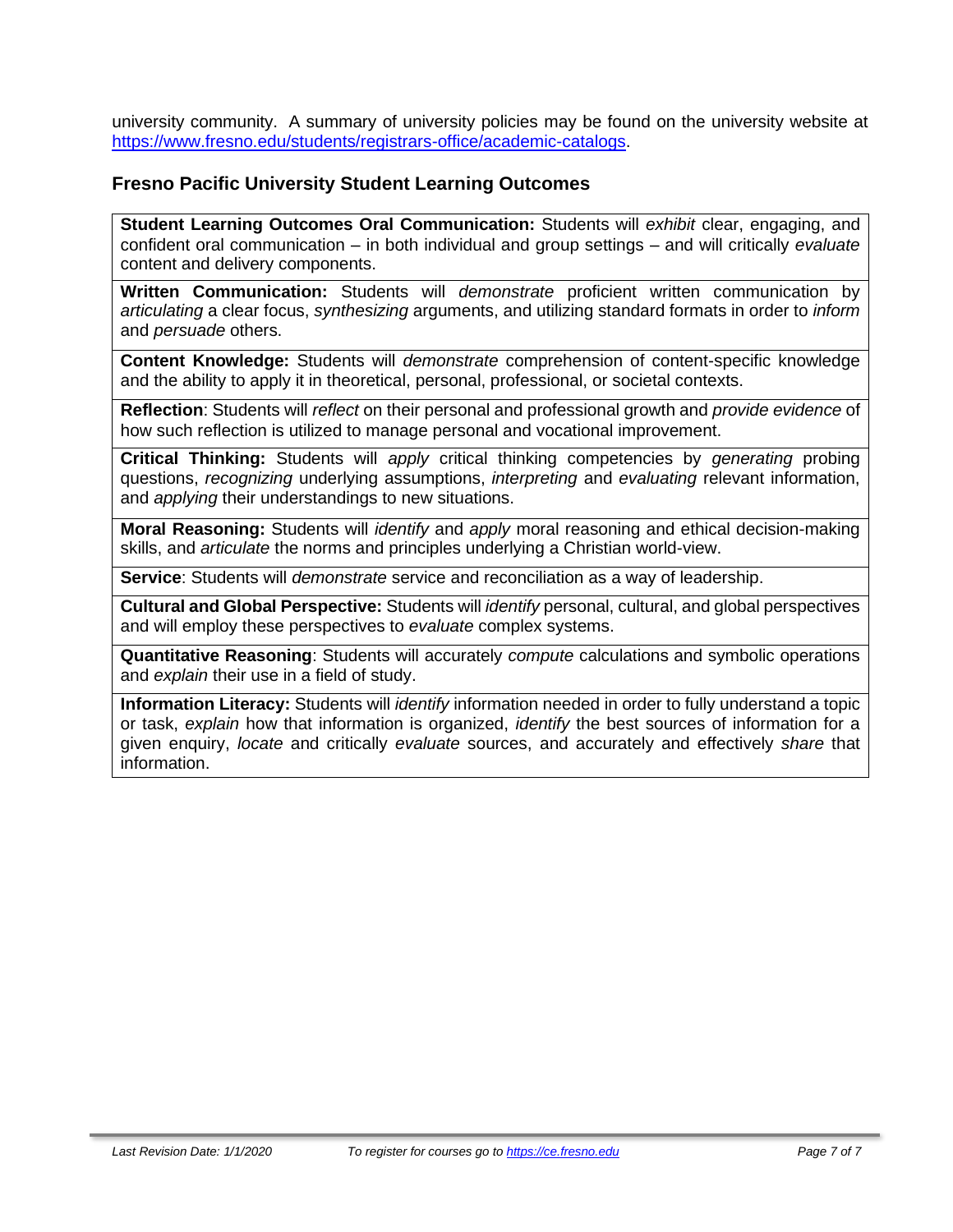university community. A summary of university policies may be found on the university website at [https://www.fresno.edu/students/registrars-office/academic-catalogs](https://www.fresno.edu/students/registrars-office/academic-catalogs).

## Fresno Pacific University Student Learning Outcomes

| |
|---|
| **Student Learning Outcomes Oral Communication:** Students will *exhibit* clear, engaging, and confident oral communication – in both individual and group settings – and will critically *evaluate* content and delivery components. |
| **Written Communication:** Students will *demonstrate* proficient written communication by *articulating* a clear focus, *synthesizing* arguments, and utilizing standard formats in order to *inform* and *persuade* others. |
| **Content Knowledge:** Students will *demonstrate* comprehension of content-specific knowledge and the ability to apply it in theoretical, personal, professional, or societal contexts. |
| **Reflection**: Students will *reflect* on their personal and professional growth and *provide evidence* of how such reflection is utilized to manage personal and vocational improvement. |
| **Critical Thinking:** Students will *apply* critical thinking competencies by *generating* probing questions, *recognizing* underlying assumptions, *interpreting* and *evaluating* relevant information, and *applying* their understandings to new situations. |
| **Moral Reasoning:** Students will *identify* and *apply* moral reasoning and ethical decision-making skills, and *articulate* the norms and principles underlying a Christian world-view. |
| **Service**: Students will *demonstrate* service and reconciliation as a way of leadership. |
| **Cultural and Global Perspective:** Students will *identify* personal, cultural, and global perspectives and will employ these perspectives to *evaluate* complex systems. |
| **Quantitative Reasoning**: Students will accurately *compute* calculations and symbolic operations and *explain* their use in a field of study. |
| **Information Literacy:** Students will *identify* information needed in order to fully understand a topic or task, *explain* how that information is organized, *identify* the best sources of information for a given enquiry, *locate* and critically *evaluate* sources, and accurately and effectively *share* that information. |